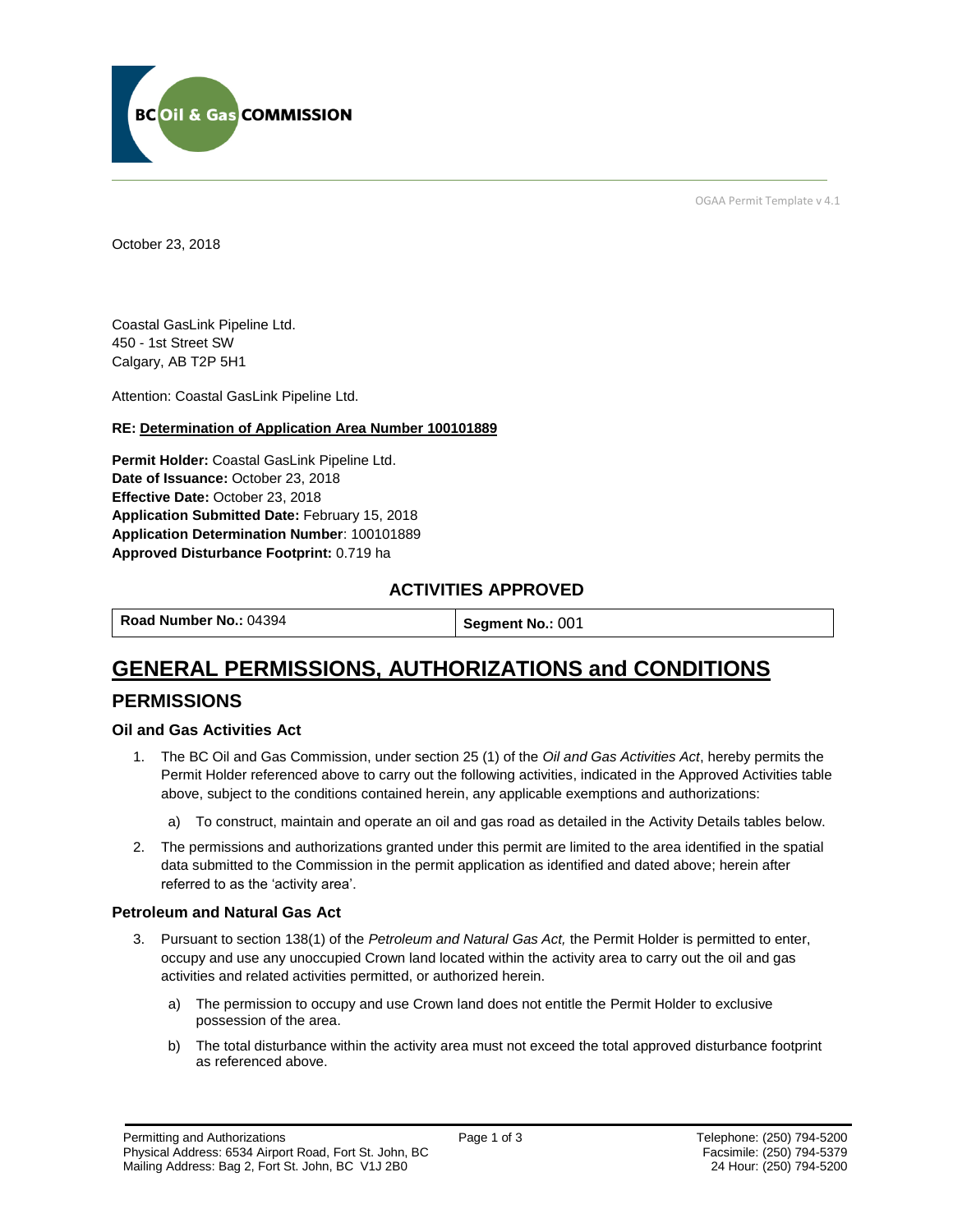BC Oil & Gas COMMISSION

OGAA Permit Template v 4.1

October 23, 2018

Coastal GasLink Pipeline Ltd.
450 - 1st Street SW
Calgary, AB T2P 5H1

Attention: Coastal GasLink Pipeline Ltd.

**RE: Determination of Application Area Number 100101889**

**Permit Holder:** Coastal GasLink Pipeline Ltd.
**Date of Issuance:** October 23, 2018
**Effective Date:** October 23, 2018
**Application Submitted Date:** February 15, 2018
**Application Determination Number**: 100101889
**Approved Disturbance Footprint:** 0.719 ha

## ACTIVITIES APPROVED

| **Road Number No.:** 04394 | **Segment No.:** 001 |
|---|---|

# GENERAL PERMISSIONS, AUTHORIZATIONS and CONDITIONS

## PERMISSIONS

### Oil and Gas Activities Act

1. The BC Oil and Gas Commission, under section 25 (1) of the *Oil and Gas Activities Act*, hereby permits the Permit Holder referenced above to carry out the following activities, indicated in the Approved Activities table above, subject to the conditions contained herein, any applicable exemptions and authorizations:
   a) To construct, maintain and operate an oil and gas road as detailed in the Activity Details tables below.
2. The permissions and authorizations granted under this permit are limited to the area identified in the spatial data submitted to the Commission in the permit application as identified and dated above; herein after referred to as the 'activity area'.

### Petroleum and Natural Gas Act

3. Pursuant to section 138(1) of the *Petroleum and Natural Gas Act,* the Permit Holder is permitted to enter, occupy and use any unoccupied Crown land located within the activity area to carry out the oil and gas activities and related activities permitted, or authorized herein.
   a) The permission to occupy and use Crown land does not entitle the Permit Holder to exclusive possession of the area.
   b) The total disturbance within the activity area must not exceed the total approved disturbance footprint as referenced above.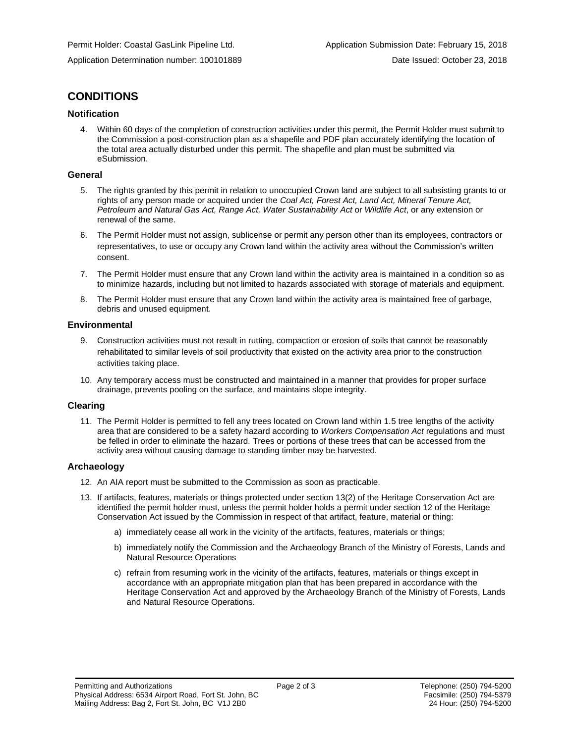Permit Holder: Coastal GasLink Pipeline Ltd.   Application Submission Date: February 15, 2018

Application Determination number: 100101889   Date Issued: October 23, 2018

# CONDITIONS

### Notification

4. Within 60 days of the completion of construction activities under this permit, the Permit Holder must submit to the Commission a post-construction plan as a shapefile and PDF plan accurately identifying the location of the total area actually disturbed under this permit. The shapefile and plan must be submitted via eSubmission.

### General

5. The rights granted by this permit in relation to unoccupied Crown land are subject to all subsisting grants to or rights of any person made or acquired under the *Coal Act, Forest Act, Land Act, Mineral Tenure Act, Petroleum and Natural Gas Act, Range Act, Water Sustainability Act* or *Wildlife Act*, or any extension or renewal of the same.
6. The Permit Holder must not assign, sublicense or permit any person other than its employees, contractors or representatives, to use or occupy any Crown land within the activity area without the Commission's written consent.
7. The Permit Holder must ensure that any Crown land within the activity area is maintained in a condition so as to minimize hazards, including but not limited to hazards associated with storage of materials and equipment.
8. The Permit Holder must ensure that any Crown land within the activity area is maintained free of garbage, debris and unused equipment.

### Environmental

9. Construction activities must not result in rutting, compaction or erosion of soils that cannot be reasonably rehabilitated to similar levels of soil productivity that existed on the activity area prior to the construction activities taking place.
10. Any temporary access must be constructed and maintained in a manner that provides for proper surface drainage, prevents pooling on the surface, and maintains slope integrity.

### Clearing

11. The Permit Holder is permitted to fell any trees located on Crown land within 1.5 tree lengths of the activity area that are considered to be a safety hazard according to *Workers Compensation Act* regulations and must be felled in order to eliminate the hazard. Trees or portions of these trees that can be accessed from the activity area without causing damage to standing timber may be harvested.

### Archaeology

12. An AIA report must be submitted to the Commission as soon as practicable.
13. If artifacts, features, materials or things protected under section 13(2) of the Heritage Conservation Act are identified the permit holder must, unless the permit holder holds a permit under section 12 of the Heritage Conservation Act issued by the Commission in respect of that artifact, feature, material or thing:
    a) immediately cease all work in the vicinity of the artifacts, features, materials or things;
    b) immediately notify the Commission and the Archaeology Branch of the Ministry of Forests, Lands and Natural Resource Operations
    c) refrain from resuming work in the vicinity of the artifacts, features, materials or things except in accordance with an appropriate mitigation plan that has been prepared in accordance with the Heritage Conservation Act and approved by the Archaeology Branch of the Ministry of Forests, Lands and Natural Resource Operations.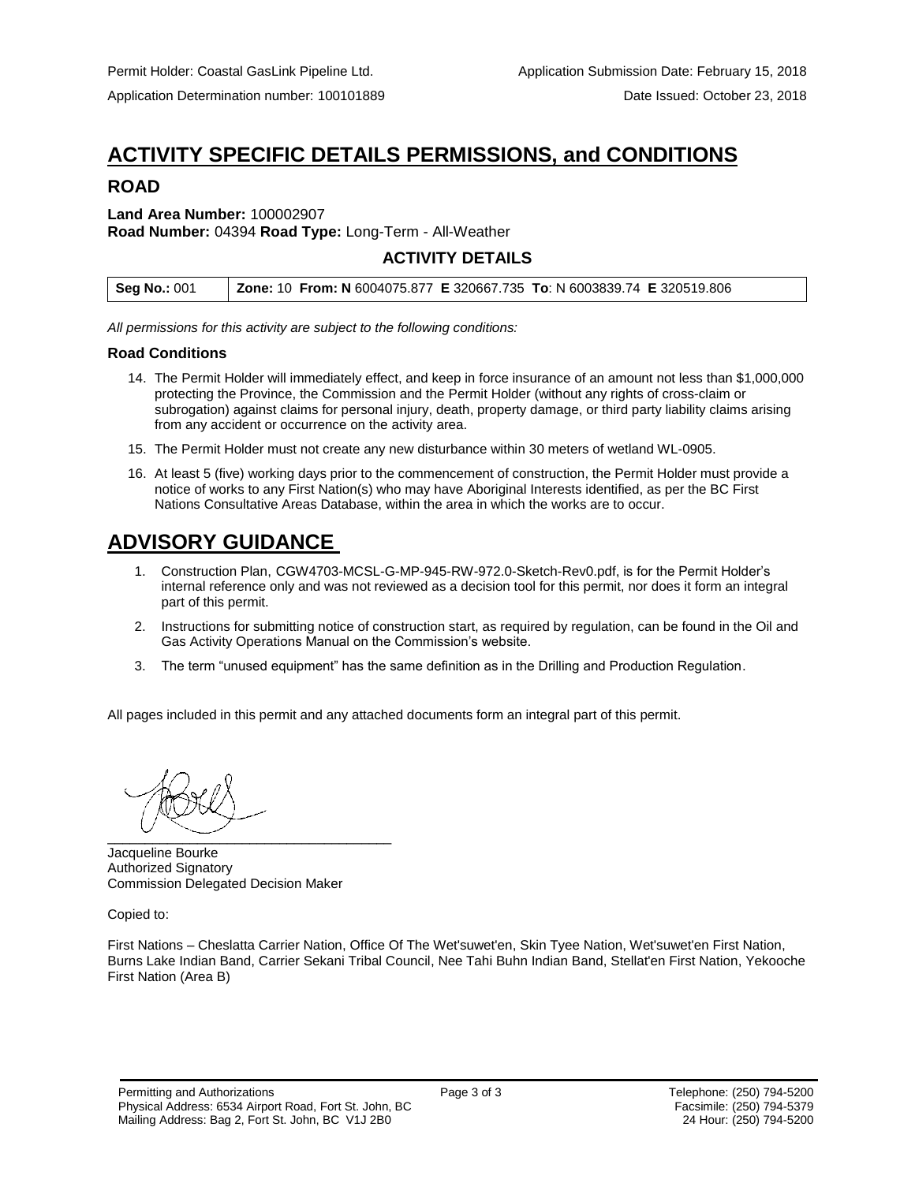Permit Holder: Coastal GasLink Pipeline Ltd.  Application Submission Date: February 15, 2018

Application Determination number: 100101889  Date Issued: October 23, 2018

# ACTIVITY SPECIFIC DETAILS PERMISSIONS, and CONDITIONS

## ROAD

**Land Area Number:** 100002907
**Road Number:** 04394 **Road Type:** Long-Term - All-Weather

### ACTIVITY DETAILS

| | |
|---|---|
| **Seg No.:** 001 | **Zone:** 10 **From: N** 6004075.877 **E** 320667.735 **To**: N 6003839.74 **E** 320519.806 |

*All permissions for this activity are subject to the following conditions:*

### Road Conditions

14. The Permit Holder will immediately effect, and keep in force insurance of an amount not less than $1,000,000 protecting the Province, the Commission and the Permit Holder (without any rights of cross-claim or subrogation) against claims for personal injury, death, property damage, or third party liability claims arising from any accident or occurrence on the activity area.
15. The Permit Holder must not create any new disturbance within 30 meters of wetland WL-0905.
16. At least 5 (five) working days prior to the commencement of construction, the Permit Holder must provide a notice of works to any First Nation(s) who may have Aboriginal Interests identified, as per the BC First Nations Consultative Areas Database, within the area in which the works are to occur.

# ADVISORY GUIDANCE

1. Construction Plan, CGW4703-MCSL-G-MP-945-RW-972.0-Sketch-Rev0.pdf, is for the Permit Holder's internal reference only and was not reviewed as a decision tool for this permit, nor does it form an integral part of this permit.
2. Instructions for submitting notice of construction start, as required by regulation, can be found in the Oil and Gas Activity Operations Manual on the Commission's website.
3. The term "unused equipment" has the same definition as in the Drilling and Production Regulation.

All pages included in this permit and any attached documents form an integral part of this permit.

Jacqueline Bourke
Authorized Signatory
Commission Delegated Decision Maker

Copied to:

First Nations – Cheslatta Carrier Nation, Office Of The Wet'suwet'en, Skin Tyee Nation, Wet'suwet'en First Nation, Burns Lake Indian Band, Carrier Sekani Tribal Council, Nee Tahi Buhn Indian Band, Stellat'en First Nation, Yekooche First Nation (Area B)

Permitting and Authorizations
Physical Address: 6534 Airport Road, Fort St. John, BC
Mailing Address: Bag 2, Fort St. John, BC V1J 2B0

Telephone: (250) 794-5200
Facsimile: (250) 794-5379
24 Hour: (250) 794-5200